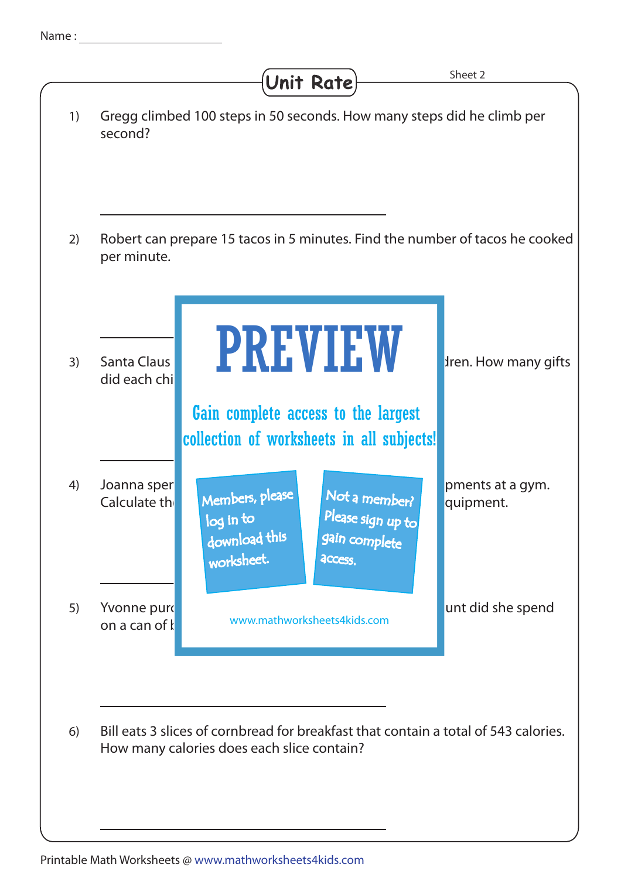Name : ____________________

# Unit Rate

Sheet 2

1) Gregg climbed 100 steps in 50 seconds. How many steps did he climb per second?

____________________

2) Robert can prepare 15 tacos in 5 minutes. Find the number of tacos he cooked per minute.

____________________

PREVIEW

Gain complete access to the largest collection of worksheets in all subjects!

Members, please log in to download this worksheet.

Not a member? Please sign up to gain complete access.

www.mathworksheets4kids.com

3) Santa Claus ... dren. How many gifts did each chi...

____________________

4) Joanna sper... pments at a gym. Calculate th... quipment.

____________________

5) Yvonne purc... unt did she spend on a can of ...

____________________

6) Bill eats 3 slices of cornbread for breakfast that contain a total of 543 calories. How many calories does each slice contain?

____________________

Printable Math Worksheets @ www.mathworksheets4kids.com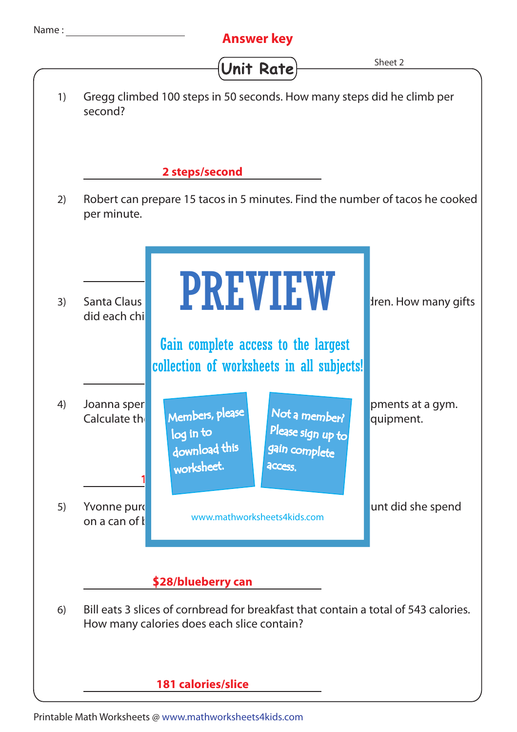Name : ____________________

**Answer key**

# Unit Rate

Sheet 2

1) Gregg climbed 100 steps in 50 seconds. How many steps did he climb per second?

**2 steps/second**

2) Robert can prepare 15 tacos in 5 minutes. Find the number of tacos he cooked per minute.

3) Santa Claus ... dren. How many gifts did each chi...

4) Joanna sper... pments at a gym. Calculate th... quipment.

**1...**

PREVIEW

Gain complete access to the largest collection of worksheets in all subjects!

Members, please log in to download this worksheet.

Not a member? Please sign up to gain complete access.

www.mathworksheets4kids.com

5) Yvonne purc... unt did she spend on a can of b...

**$28/blueberry can**

6) Bill eats 3 slices of cornbread for breakfast that contain a total of 543 calories. How many calories does each slice contain?

**181 calories/slice**

Printable Math Worksheets @ www.mathworksheets4kids.com